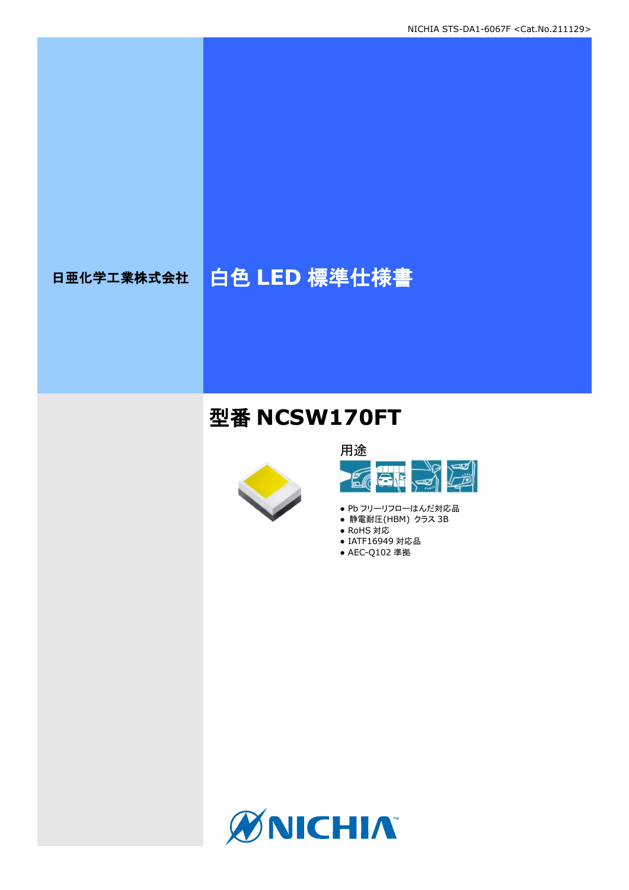NICHIA STS-DA1-6067F <Cat.No.211129>

日亜化学工業株式会社

# 白色 LED 標準仕様書

## 型番 NCSW170FT

用途

- Pb フリーリフローはんだ対応品
- 静電耐圧(HBM) クラス 3B
- RoHS 対応
- IATF16949 対応品
- AEC-Q102 準拠

NICHIA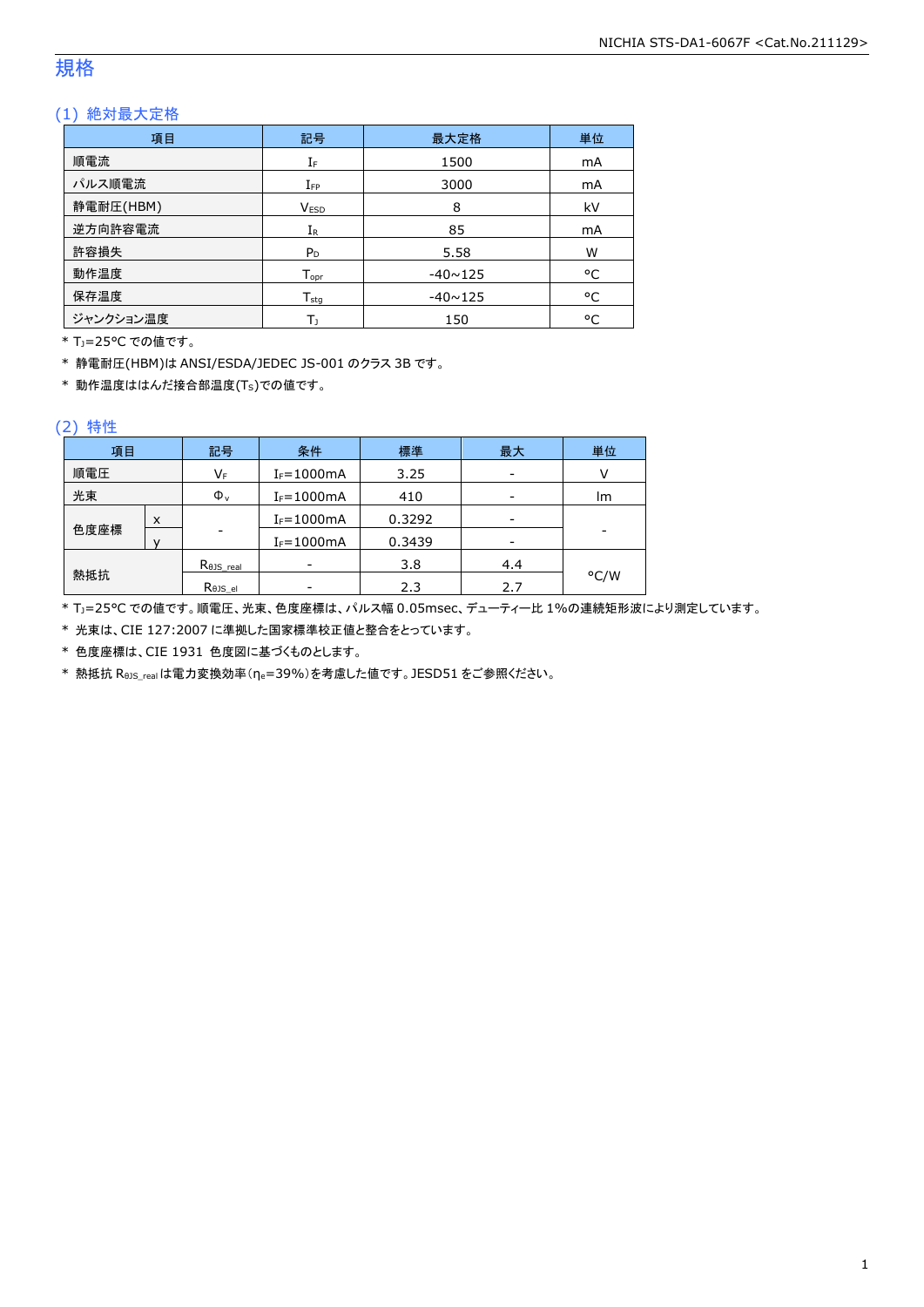# 規格

## (1) 絶対最大定格

| 項目 | 記号 | 最大定格 | 単位 |
|---|---|---|---|
| 順電流 | $I_F$ | 1500 | mA |
| パルス順電流 | $I_{FP}$ | 3000 | mA |
| 静電耐圧(HBM) | $V_{ESD}$ | 8 | kV |
| 逆方向許容電流 | $I_R$ | 85 | mA |
| 許容損失 | $P_D$ | 5.58 | W |
| 動作温度 | $T_{opr}$ | -40~125 | °C |
| 保存温度 | $T_{stg}$ | -40~125 | °C |
| ジャンクション温度 | $T_J$ | 150 | °C |

\* $T_J$=25°C での値です。

\* 静電耐圧(HBM)は ANSI/ESDA/JEDEC JS-001 のクラス 3B です。

\* 動作温度ははんだ接合部温度($T_S$)での値です。

## (2) 特性

| 項目 | | 記号 | 条件 | 標準 | 最大 | 単位 |
|---|---|---|---|---|---|---|
| 順電圧 | | $V_F$ | $I_F$=1000mA | 3.25 | - | V |
| 光束 | | $\Phi_v$ | $I_F$=1000mA | 410 | - | lm |
| 色度座標 | x | - | $I_F$=1000mA | 0.3292 | - | - |
| | y | | $I_F$=1000mA | 0.3439 | - | |
| 熱抵抗 | | $R_{\theta JS\_real}$ | - | 3.8 | 4.4 | °C/W |
| | | $R_{\theta JS\_el}$ | - | 2.3 | 2.7 | |

\* $T_J$=25°C での値です。順電圧、光束、色度座標は、パルス幅 0.05msec、デューティー比 1%の連続矩形波により測定しています。

\* 光束は、CIE 127:2007 に準拠した国家標準校正値と整合をとっています。

\* 色度座標は、CIE 1931 色度図に基づくものとします。

\* 熱抵抗 $R_{\theta JS\_real}$ は電力変換効率($\eta_e$=39%)を考慮した値です。JESD51 をご参照ください。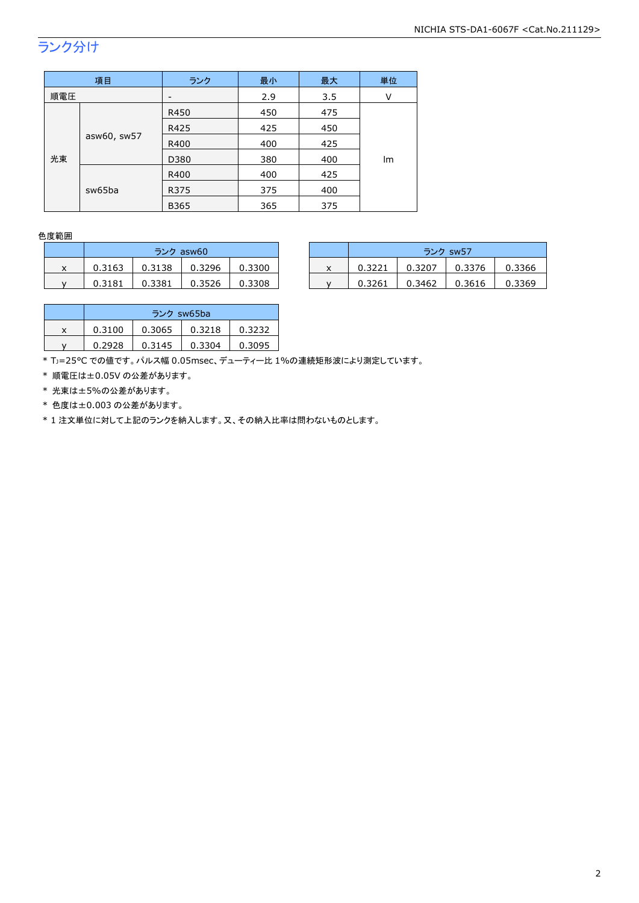## ランク分け

| 項目 | | ランク | 最小 | 最大 | 単位 |
|---|---|---|---|---|---|
| 順電圧 | | - | 2.9 | 3.5 | V |
| 光束 | asw60, sw57 | R450 | 450 | 475 | lm |
| | | R425 | 425 | 450 | |
| | | R400 | 400 | 425 | |
| | | D380 | 380 | 400 | |
| | sw65ba | R400 | 400 | 425 | |
| | | R375 | 375 | 400 | |
| | | B365 | 365 | 375 | |

色度範囲

| | ランク asw60 | | | |
|---|---|---|---|---|
| x | 0.3163 | 0.3138 | 0.3296 | 0.3300 |
| y | 0.3181 | 0.3381 | 0.3526 | 0.3308 |

| | ランク sw57 | | | |
|---|---|---|---|---|
| x | 0.3221 | 0.3207 | 0.3376 | 0.3366 |
| y | 0.3261 | 0.3462 | 0.3616 | 0.3369 |

| | ランク sw65ba | | | |
|---|---|---|---|---|
| x | 0.3100 | 0.3065 | 0.3218 | 0.3232 |
| y | 0.2928 | 0.3145 | 0.3304 | 0.3095 |

* $T_J$=25°C での値です。パルス幅 0.05msec、デューティー比 1%の連続矩形波により測定しています。
* 順電圧は±0.05V の公差があります。
* 光束は±5%の公差があります。
* 色度は±0.003 の公差があります。
* 1 注文単位に対して上記のランクを納入します。又、その納入比率は問わないものとします。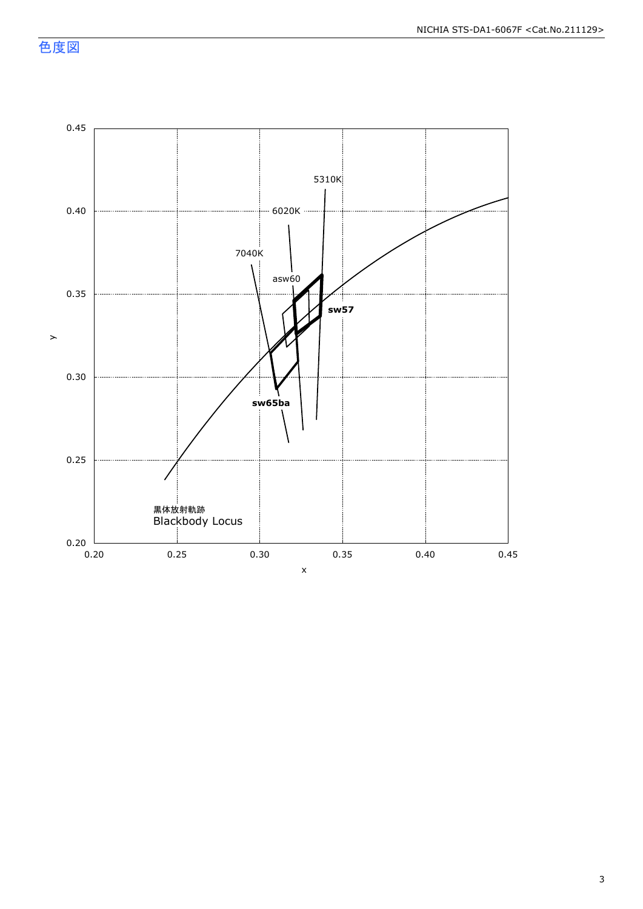## 色度図

y

0.45
0.40
0.35
0.30
0.25
0.20

0.20 0.25 0.30 0.35 0.40 0.45

x

5310K

6020K

7040K

asw60

sw57

sw65ba

黒体放射軌跡
Blackbody Locus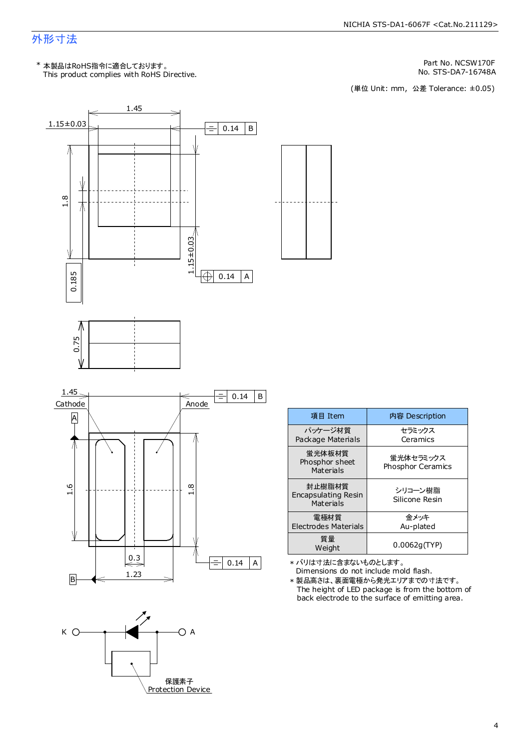## 外形寸法

\* 本製品はRoHS指令に適合しております。
This product complies with RoHS Directive.

Part No. NCSW170F
No. STS-DA7-16748A

(単位 Unit: mm, 公差 Tolerance: ±0.05)

1.45
1.15±0.03
0.14 B
1.8
1.15±0.03
0.14 A
0.185
0.75
1.45
Cathode
Anode
0.14 B
A
1.6
1.8
0.3
1.23
B
0.14 A

K A
保護素子
Protection Device

| 項目 Item | 内容 Description |
|---|---|
| パッケージ材質<br>Package Materials | セラミックス<br>Ceramics |
| 蛍光体板材質<br>Phosphor sheet Materials | 蛍光体セラミックス<br>Phosphor Ceramics |
| 封止樹脂材質<br>Encapsulating Resin Materials | シリコーン樹脂<br>Silicone Resin |
| 電極材質<br>Electrodes Materials | 金メッキ<br>Au-plated |
| 質量<br>Weight | 0.0062g(TYP) |

\* バリは寸法に含まないものとします。
Dimensions do not include mold flash.

\* 製品高さは、裏面電極から発光エリアまでの寸法です。
The height of LED package is from the bottom of back electrode to the surface of emitting area.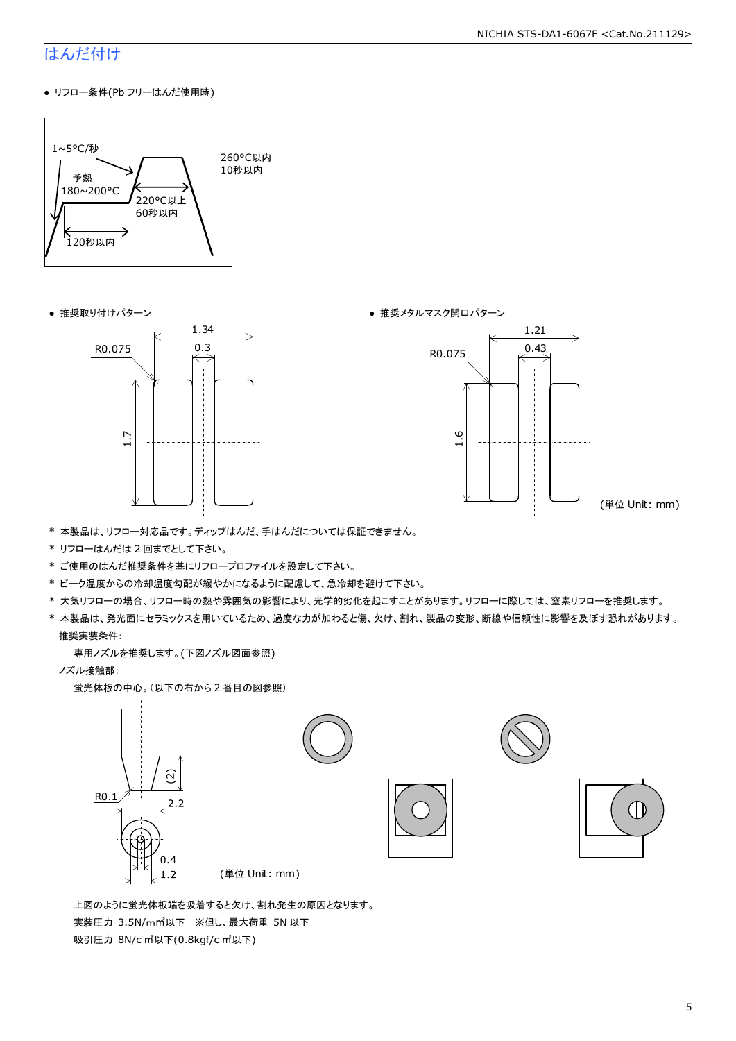# はんだ付け

- リフロー条件(Pb フリーはんだ使用時)

1～5°C/秒
予熱
180～200°C
120秒以内
220°C以上
60秒以内
260°C以内
10秒以内

- 推奨取り付けパターン

R0.075
1.34
0.3
1.7

- 推奨メタルマスク開口パターン

R0.075
1.21
0.43
1.6

(単位 Unit: mm)

* 本製品は、リフロー対応品です。ディップはんだ、手はんだについては保証できません。
* リフローはんだは 2 回までとして下さい。
* ご使用のはんだ推奨条件を基にリフロープロファイルを設定して下さい。
* ピーク温度からの冷却温度勾配が緩やかになるように配慮して、急冷却を避けて下さい。
* 大気リフローの場合、リフロー時の熱や雰囲気の影響により、光学的劣化を起こすことがあります。リフローに際しては、窒素リフローを推奨します。
* 本製品は、発光面にセラミックスを用いているため、過度な力が加わると傷、欠け、割れ、製品の変形、断線や信頼性に影響を及ぼす恐れがあります。

  推奨実装条件:

  専用ノズルを推奨します。(下図ノズル図面参照)

  ノズル接触部:

  蛍光体板の中心。(以下の右から 2 番目の図参照)

R0.1
(2)
2.2
0.4
1.2

(単位 Unit: mm)

上図のように蛍光体板端を吸着すると欠け、割れ発生の原因となります。

実装圧力 3.5N/mm²以下　※但し、最大荷重 5N 以下

吸引圧力 8N/c m²以下(0.8kgf/c m²以下)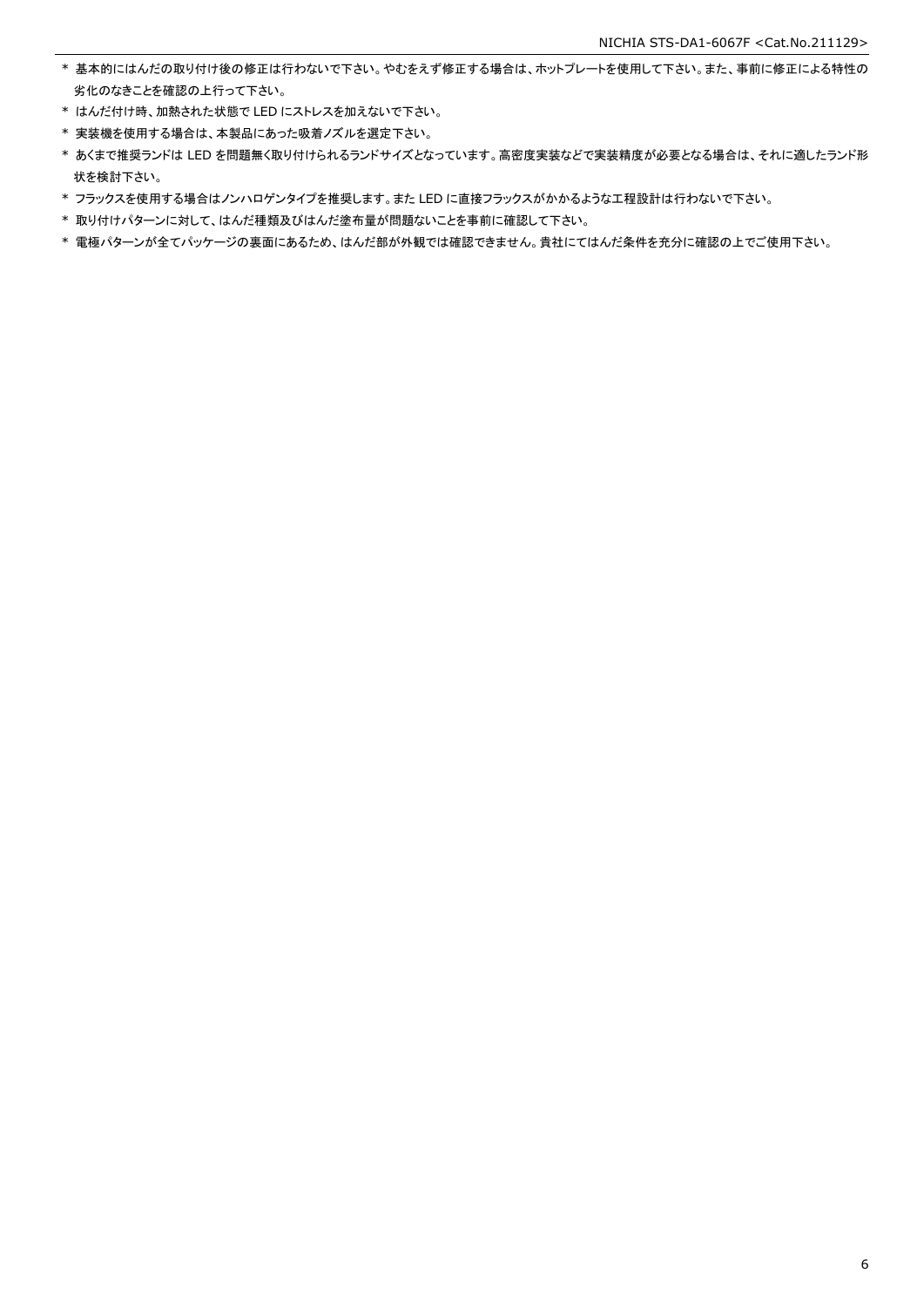* 基本的にはんだの取り付け後の修正は行わないで下さい。やむをえず修正する場合は、ホットプレートを使用して下さい。また、事前に修正による特性の劣化のなきことを確認の上行って下さい。
* はんだ付け時、加熱された状態で LED にストレスを加えないで下さい。
* 実装機を使用する場合は、本製品にあった吸着ノズルを選定下さい。
* あくまで推奨ランドは LED を問題無く取り付けられるランドサイズとなっています。高密度実装などで実装精度が必要となる場合は、それに適したランド形状を検討下さい。
* フラックスを使用する場合はノンハロゲンタイプを推奨します。また LED に直接フラックスがかかるような工程設計は行わないで下さい。
* 取り付けパターンに対して、はんだ種類及びはんだ塗布量が問題ないことを事前に確認して下さい。
* 電極パターンが全てパッケージの裏面にあるため、はんだ部が外観では確認できません。貴社にてはんだ条件を充分に確認の上でご使用下さい。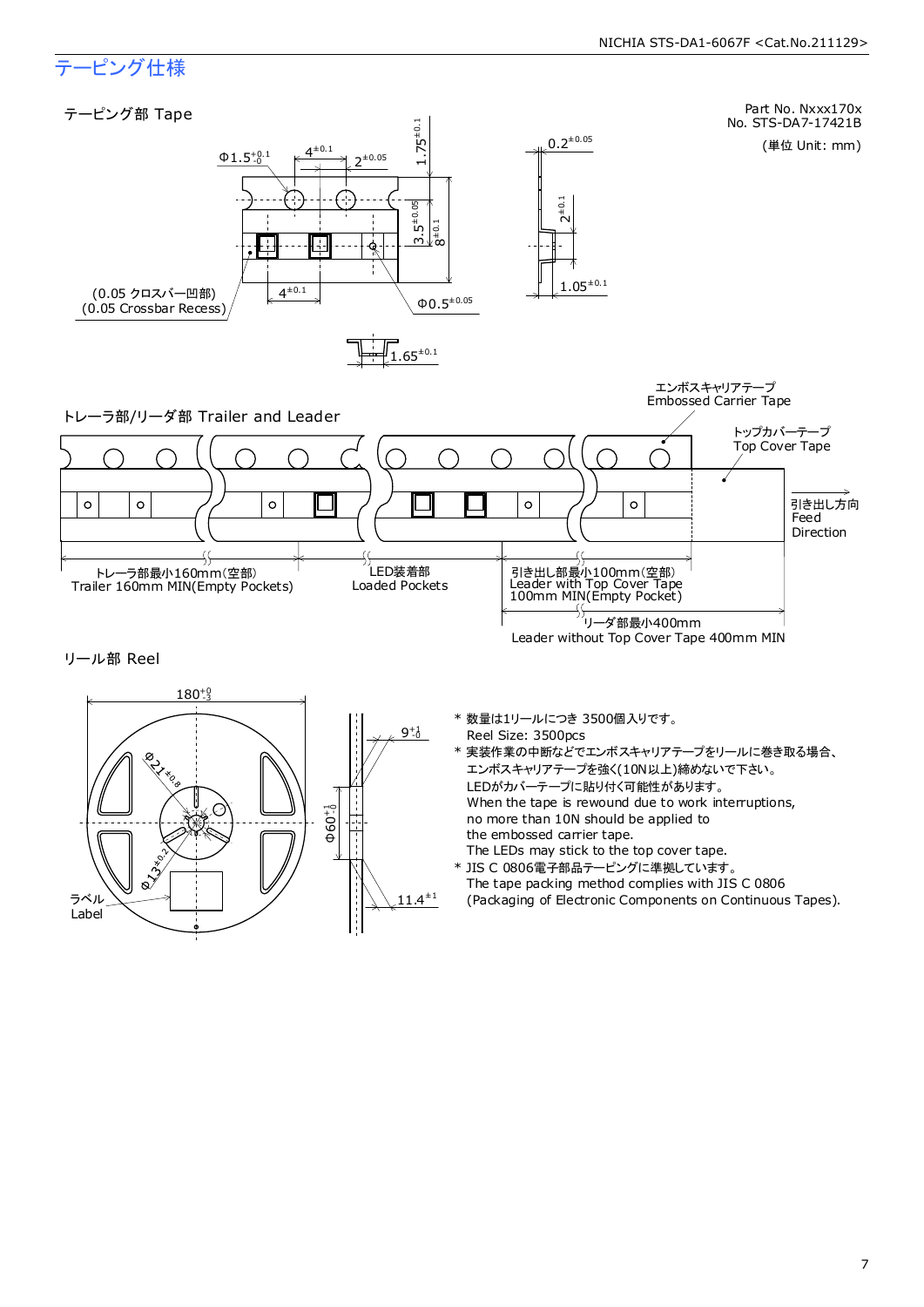## テーピング仕様

Part No. Nxxx170x
No. STS-DA7-17421B

(単位 Unit: mm)

### テーピング部 Tape

Φ1.5 $^{+0.1}_{-0}$　$4^{\pm0.1}$　$2^{\pm0.05}$　$1.75^{\pm0.1}$　$3.5^{\pm0.05}$　$8^{\pm0.1}$　$4^{\pm0.1}$　Φ0.5 $^{\pm0.05}$　$0.2^{\pm0.05}$　$2^{\pm0.1}$　$1.05^{\pm0.1}$　$1.65^{\pm0.1}$

(0.05 クロスバー凹部)
(0.05 Crossbar Recess)

### トレーラ部/リーダ部 Trailer and Leader

エンボスキャリアテープ
Embossed Carrier Tape

トップカバーテープ
Top Cover Tape

引き出し方向
Feed
Direction

トレーラ部最小160mm(空部)
Trailer 160mm MIN(Empty Pockets)

LED装着部
Loaded Pockets

引き出し部最小100mm(空部)
Leader with Top Cover Tape
100mm MIN(Empty Pocket)

リーダ部最小400mm
Leader without Top Cover Tape 400mm MIN

### リール部 Reel

$180^{+0}_{-3}$　Φ21 $^{\pm0.8}$　Φ13 $^{\pm0.2}$　Φ60 $^{+1}_{-0}$　$9^{+1}_{-0}$　$11.4^{\pm1}$

ラベル
Label

\* 数量は1リールにつき 3500個入りです。
Reel Size: 3500pcs

\* 実装作業の中断などでエンボスキャリアテープをリールに巻き取る場合、
エンボスキャリアテープを強く(10N以上)締めないで下さい。
LEDがカバーテープに貼り付く可能性があります。
When the tape is rewound due to work interruptions,
no more than 10N should be applied to
the embossed carrier tape.
The LEDs may stick to the top cover tape.

\* JIS C 0806電子部品テーピングに準拠しています。
The tape packing method complies with JIS C 0806
(Packaging of Electronic Components on Continuous Tapes).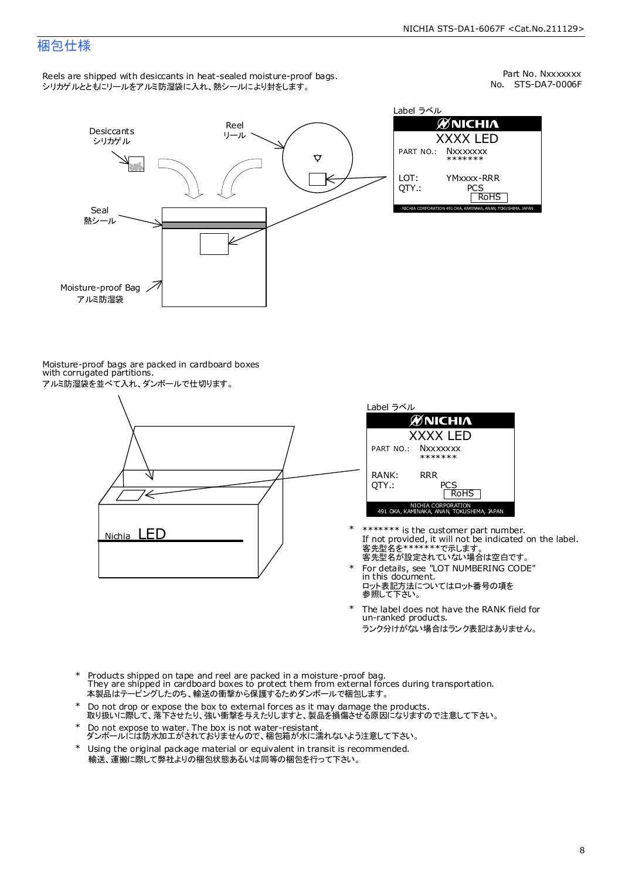# 梱包仕様

Part No. Nxxxxxxx
No.　STS-DA7-0006F

Reels are shipped with desiccants in heat-sealed moisture-proof bags.
シリカゲルとともにリールをアルミ防湿袋に入れ、熱シールにより封をします。

Desiccants
シリカゲル

Reel
リール

Seal
熱シール

Moisture-proof Bag
アルミ防湿袋

Label ラベル

NICHIA
XXXX LED
PART NO.: Nxxxxxxx
*******
LOT: YMxxxx-RRR
QTY.: PCS
RoHS
NICHIA CORPORATION 491 OKA, KAMINAKA, ANAN, TOKUSHIMA, JAPAN

Moisture-proof bags are packed in cardboard boxes with corrugated partitions.
アルミ防湿袋を並べて入れ、ダンボールで仕切ります。

Label ラベル

NICHIA
XXXX LED
PART NO.: Nxxxxxxx
*******
RANK: RRR
QTY.: PCS
RoHS
NICHIA CORPORATION
491 OKA, KAMINAKA, ANAN, TOKUSHIMA, JAPAN

Nichia LED

- \* ******* is the customer part number.
  If not provided, it will not be indicated on the label.
  客先型名を*******で示します。
  客先型名が設定されていない場合は空白です。
- \* For details, see "LOT NUMBERING CODE" in this document.
  ロット表記方法についてはロット番号の項を参照して下さい。
- \* The label does not have the RANK field for un-ranked products.
  ランク分けがない場合はランク表記はありません。

- \* Products shipped on tape and reel are packed in a moisture-proof bag.
  They are shipped in cardboard boxes to protect them from external forces during transportation.
  本製品はテーピングしたのち、輸送の衝撃から保護するためダンボールで梱包します。
- \* Do not drop or expose the box to external forces as it may damage the products.
  取り扱いに際して、落下させたり、強い衝撃を与えたりしますと、製品を損傷させる原因になりますので注意して下さい。
- \* Do not expose to water. The box is not water-resistant.
  ダンボールには防水加工がされておりませんので、梱包箱が水に濡れないよう注意して下さい。
- \* Using the original package material or equivalent in transit is recommended.
  輸送、運搬に際して弊社よりの梱包状態あるいは同等の梱包を行って下さい。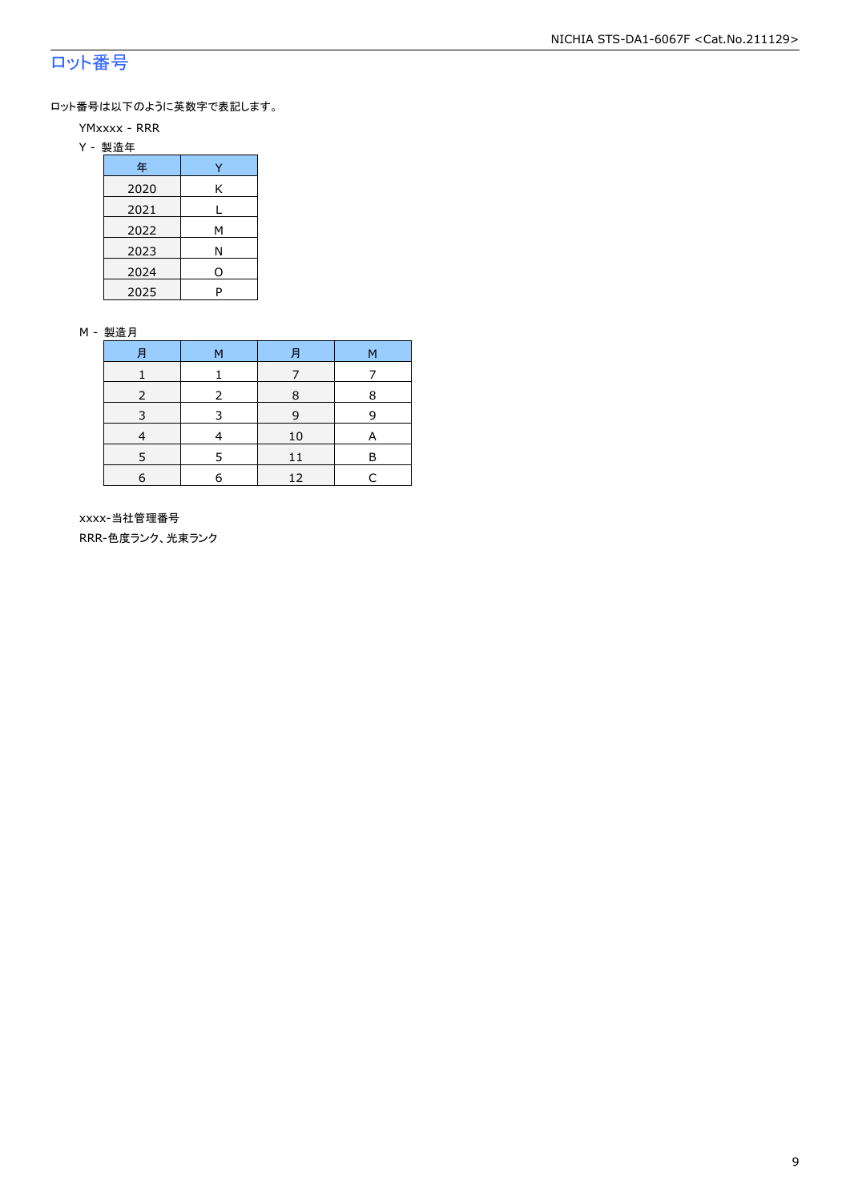## ロット番号

ロット番号は以下のように英数字で表記します。

YMxxxx - RRR

Y - 製造年

| 年 | Y |
|---|---|
| 2020 | K |
| 2021 | L |
| 2022 | M |
| 2023 | N |
| 2024 | O |
| 2025 | P |

M - 製造月

| 月 | M | 月 | M |
|---|---|---|---|
| 1 | 1 | 7 | 7 |
| 2 | 2 | 8 | 8 |
| 3 | 3 | 9 | 9 |
| 4 | 4 | 10 | A |
| 5 | 5 | 11 | B |
| 6 | 6 | 12 | C |

xxxx-当社管理番号

RRR-色度ランク、光束ランク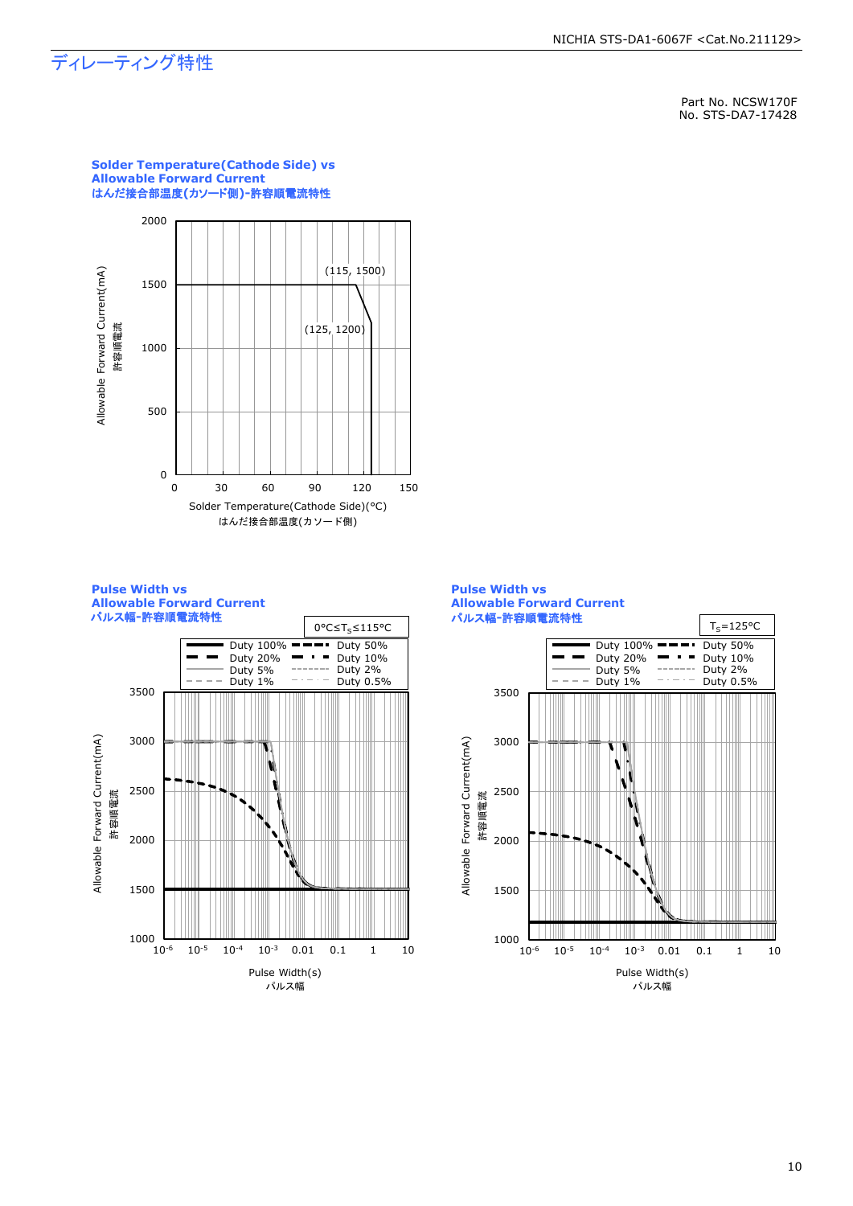# ディレーティング特性

Part No. NCSW170F
No. STS-DA7-17428

**Solder Temperature(Cathode Side) vs Allowable Forward Current**
**はんだ接合部温度(カソード側)-許容順電流特性**

Allowable Forward Current(mA)
許容順電流

(115, 1500)
(125, 1200)

Solder Temperature(Cathode Side)(°C)
はんだ接合部温度(カソード側)

**Pulse Width vs Allowable Forward Current**
**パルス幅-許容順電流特性**

$0°C \leq T_S \leq 115°C$

Duty 100% / Duty 50% / Duty 20% / Duty 10% / Duty 5% / Duty 2% / Duty 1% / Duty 0.5%

Allowable Forward Current(mA)
許容順電流

Pulse Width(s)
パルス幅

**Pulse Width vs Allowable Forward Current**
**パルス幅-許容順電流特性**

$T_S = 125°C$

Duty 100% / Duty 50% / Duty 20% / Duty 10% / Duty 5% / Duty 2% / Duty 1% / Duty 0.5%

Allowable Forward Current(mA)
許容順電流

Pulse Width(s)
パルス幅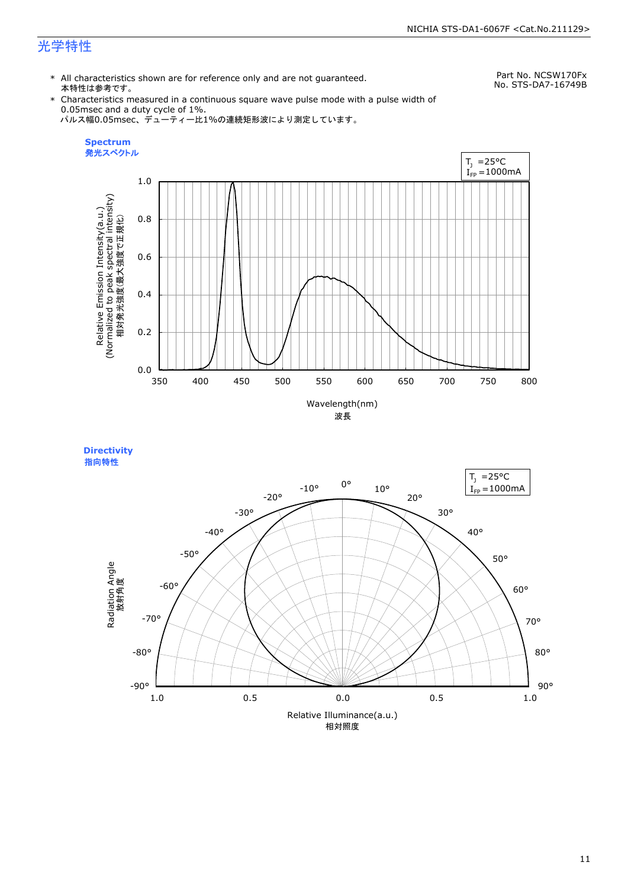# 光学特性

Part No. NCSW170Fx
No. STS-DA7-16749B

- All characteristics shown are for reference only and are not guaranteed.
  本特性は参考です。
- Characteristics measured in a continuous square wave pulse mode with a pulse width of 0.05msec and a duty cycle of 1%.
  パルス幅0.05msec、デューティー比1%の連続矩形波により測定しています。

**Spectrum**
**発光スペクトル**

$T_J$ =25°C
$I_{FP}$ =1000mA

Relative Emission Intensity(a.u.)
(Normalized to peak spectral intensity)
相対発光強度(最大強度で正規化)

Wavelength(nm)
波長

**Directivity**
**指向特性**

$T_J$ =25°C
$I_{FP}$ =1000mA

Radiation Angle
放射角度

Relative Illuminance(a.u.)
相対照度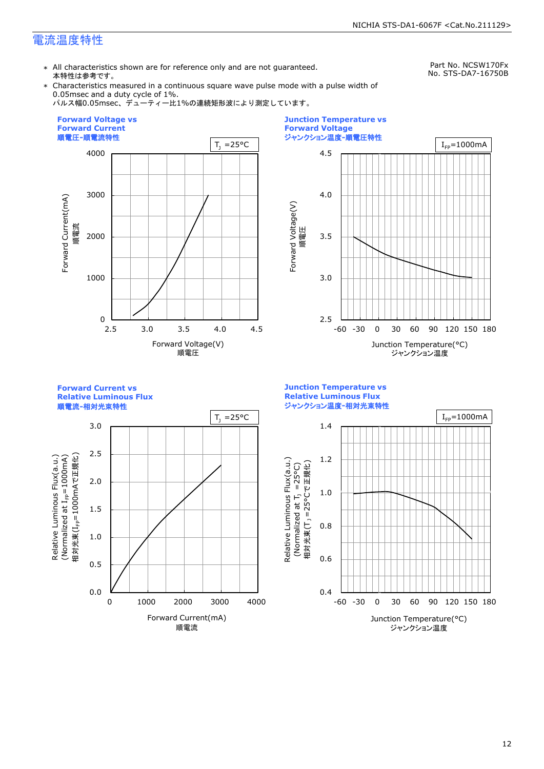## 電流温度特性

Part No. NCSW170Fx
No. STS-DA7-16750B

- ∗ All characteristics shown are for reference only and are not guaranteed.
  本特性は参考です。
- ∗ Characteristics measured in a continuous square wave pulse mode with a pulse width of 0.05msec and a duty cycle of 1%.
  パルス幅0.05msec、デューティー比1%の連続矩形波により測定しています。

**Forward Voltage vs Forward Current**
**順電圧-順電流特性**

$T_J$ =25°C

Forward Current(mA) 順電流: 0, 1000, 2000, 3000, 4000
Forward Voltage(V) 順電圧: 2.5, 3.0, 3.5, 4.0, 4.5

**Junction Temperature vs Forward Voltage**
**ジャンクション温度-順電圧特性**

$I_{FP}$=1000mA

Forward Voltage(V) 順電圧: 2.5, 3.0, 3.5, 4.0, 4.5
Junction Temperature(°C) ジャンクション温度: -60, -30, 0, 30, 60, 90, 120, 150, 180

**Forward Current vs Relative Luminous Flux**
**順電流-相対光束特性**

$T_J$ =25°C

Relative Luminous Flux(a.u.) (Normalized at $I_{FP}$=1000mA) 相対光束($I_{FP}$=1000mAで正規化): 0.0, 0.5, 1.0, 1.5, 2.0, 2.5, 3.0
Forward Current(mA) 順電流: 0, 1000, 2000, 3000, 4000

**Junction Temperature vs Relative Luminous Flux**
**ジャンクション温度-相対光束特性**

$I_{FP}$=1000mA

Relative Luminous Flux(a.u.) (Normalized at $T_J$ =25°C) 相対光束($T_J$ =25°Cで正規化): 0.4, 0.6, 0.8, 1.0, 1.2, 1.4
Junction Temperature(°C) ジャンクション温度: -60, -30, 0, 30, 60, 90, 120, 150, 180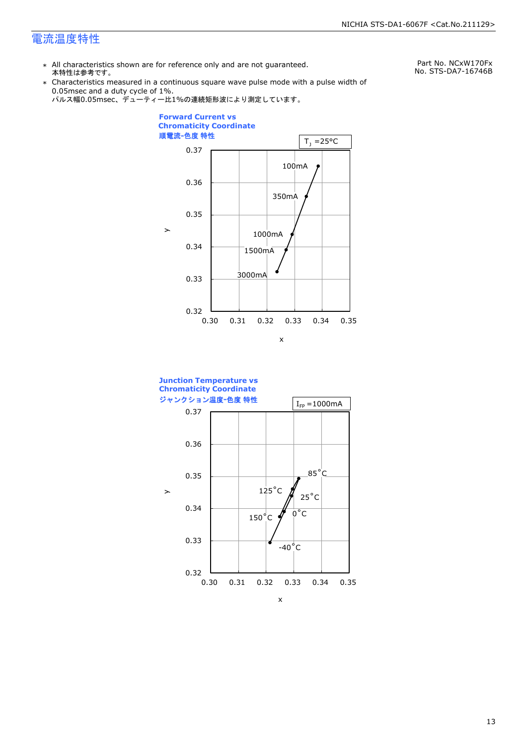## 電流温度特性

Part No. NCxW170Fx
No. STS-DA7-16746B

- All characteristics shown are for reference only and are not guaranteed.
  本特性は参考です。
- Characteristics measured in a continuous square wave pulse mode with a pulse width of 0.05msec and a duty cycle of 1%.
  パルス幅0.05msec、デューティー比1%の連続矩形波により測定しています。

**Forward Current vs Chromaticity Coordinate**
**順電流-色度 特性**

$T_J$ =25°C

100mA
350mA
1000mA
1500mA
3000mA

y: 0.32, 0.33, 0.34, 0.35, 0.36, 0.37
x: 0.30, 0.31, 0.32, 0.33, 0.34, 0.35

**Junction Temperature vs Chromaticity Coordinate**
**ジャンクション温度-色度 特性**

$I_{FP}$ =1000mA

85°C
125°C
25°C
0°C
150°C
-40°C

y: 0.32, 0.33, 0.34, 0.35, 0.36, 0.37
x: 0.30, 0.31, 0.32, 0.33, 0.34, 0.35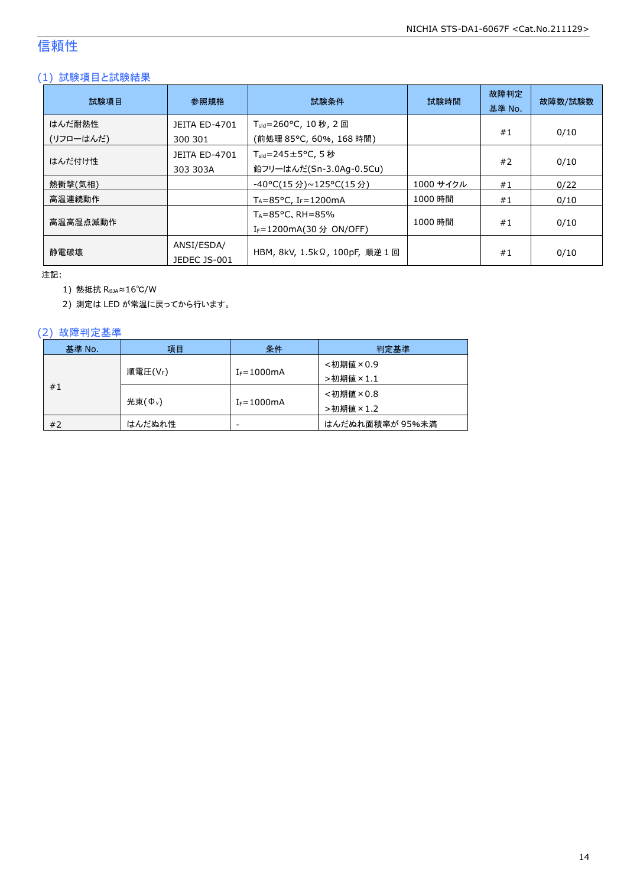# 信頼性

## (1) 試験項目と試験結果

| 試験項目 | 参照規格 | 試験条件 | 試験時間 | 故障判定基準 No. | 故障数/試験数 |
|---|---|---|---|---|---|
| はんだ耐熱性<br>(リフローはんだ) | JEITA ED-4701<br>300 301 | $T_{sld}$=260°C, 10 秒, 2 回<br>(前処理 85°C, 60%, 168 時間) | | #1 | 0/10 |
| はんだ付け性 | JEITA ED-4701<br>303 303A | $T_{sld}$=245±5°C, 5 秒<br>鉛フリーはんだ(Sn-3.0Ag-0.5Cu) | | #2 | 0/10 |
| 熱衝撃(気相) | | -40°C(15 分)~125°C(15 分) | 1000 サイクル | #1 | 0/22 |
| 高温連続動作 | | $T_A$=85°C, $I_F$=1200mA | 1000 時間 | #1 | 0/10 |
| 高温高湿点滅動作 | | $T_A$=85°C、RH=85%<br>$I_F$=1200mA(30 分 ON/OFF) | 1000 時間 | #1 | 0/10 |
| 静電破壊 | ANSI/ESDA/<br>JEDEC JS-001 | HBM, 8kV, 1.5kΩ, 100pF, 順逆 1 回 | | #1 | 0/10 |

注記:

1) 熱抵抗 $R_{\theta JA}$≈16℃/W
2) 測定は LED が常温に戻ってから行います。

## (2) 故障判定基準

| 基準 No. | 項目 | 条件 | 判定基準 |
|---|---|---|---|
| #1 | 順電圧($V_F$) | $I_F$=1000mA | <初期値×0.9<br>>初期値×1.1 |
| | 光束($\Phi_v$) | $I_F$=1000mA | <初期値×0.8<br>>初期値×1.2 |
| #2 | はんだぬれ性 | - | はんだぬれ面積率が 95%未満 |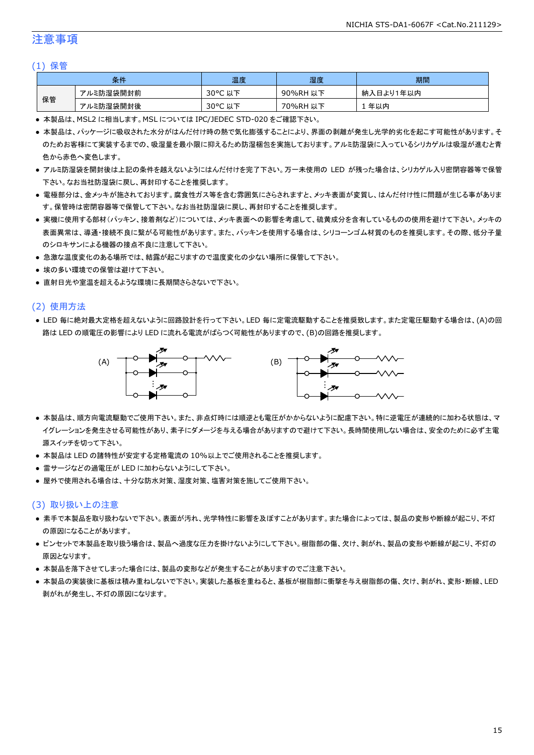# 注意事項

## (1) 保管

| 条件 | | 温度 | 湿度 | 期間 |
|---|---|---|---|---|
| 保管 | アルミ防湿袋開封前 | 30°C 以下 | 90%RH 以下 | 納入日より1年以内 |
| | アルミ防湿袋開封後 | 30°C 以下 | 70%RH 以下 | 1 年以内 |

- 本製品は、MSL2 に相当します。MSL については IPC/JEDEC STD-020 をご確認下さい。
- 本製品は、パッケージに吸収された水分がはんだ付け時の熱で気化膨張することにより、界面の剥離が発生し光学的劣化を起こす可能性があります。そのためお客様にて実装するまでの、吸湿量を最小限に抑えるため防湿梱包を実施しております。アルミ防湿袋に入っているシリカゲルは吸湿が進むと青色から赤色へ変色します。
- アルミ防湿袋を開封後は上記の条件を越えないようにはんだ付けを完了下さい。万一未使用の LED が残った場合は、シリカゲル入り密閉容器等で保管下さい。なお当社防湿袋に戻し、再封印することを推奨します。
- 電極部分は、金メッキが施されております。腐食性ガス等を含む雰囲気にさらされますと、メッキ表面が変質し、はんだ付け性に問題が生じる事があります。保管時は密閉容器等で保管して下さい。なお当社防湿袋に戻し、再封印することを推奨します。
- 実機に使用する部材(パッキン、接着剤など)については、メッキ表面への影響を考慮して、硫黄成分を含有しているものの使用を避けて下さい。メッキの表面異常は、導通・接続不良に繋がる可能性があります。また、パッキンを使用する場合は、シリコーンゴム材質のものを推奨します。その際、低分子量のシロキサンによる機器の接点不良に注意して下さい。
- 急激な温度変化のある場所では、結露が起こりますので温度変化の少ない場所に保管して下さい。
- 埃の多い環境での保管は避けて下さい。
- 直射日光や室温を超えるような環境に長期間さらさないで下さい。

## (2) 使用方法

- LED 毎に絶対最大定格を超えないように回路設計を行って下さい。LED 毎に定電流駆動することを推奨致します。また定電圧駆動する場合は、(A)の回路は LED の順電圧の影響により LED に流れる電流がばらつく可能性がありますので、(B)の回路を推奨します。

(A) (B)

- 本製品は、順方向電流駆動でご使用下さい。また、非点灯時には順逆とも電圧がかからないように配慮下さい。特に逆電圧が連続的に加わる状態は、マイグレーションを発生させる可能性があり、素子にダメージを与える場合がありますので避けて下さい。長時間使用しない場合は、安全のために必ず主電源スイッチを切って下さい。
- 本製品は LED の諸特性が安定する定格電流の 10%以上でご使用されることを推奨します。
- 雷サージなどの過電圧が LED に加わらないようにして下さい。
- 屋外で使用される場合は、十分な防水対策、湿度対策、塩害対策を施してご使用下さい。

## (3) 取り扱い上の注意

- 素手で本製品を取り扱わないで下さい。表面が汚れ、光学特性に影響を及ぼすことがあります。また場合によっては、製品の変形や断線が起こり、不灯の原因になることがあります。
- ピンセットで本製品を取り扱う場合は、製品へ過度な圧力を掛けないようにして下さい。樹脂部の傷、欠け、剥がれ、製品の変形や断線が起こり、不灯の原因となります。
- 本製品を落下させてしまった場合には、製品の変形などが発生することがありますのでご注意下さい。
- 本製品の実装後に基板は積み重ねしないで下さい。実装した基板を重ねると、基板が樹脂部に衝撃を与え樹脂部の傷、欠け、剥がれ、変形・断線、LED 剥がれが発生し、不灯の原因になります。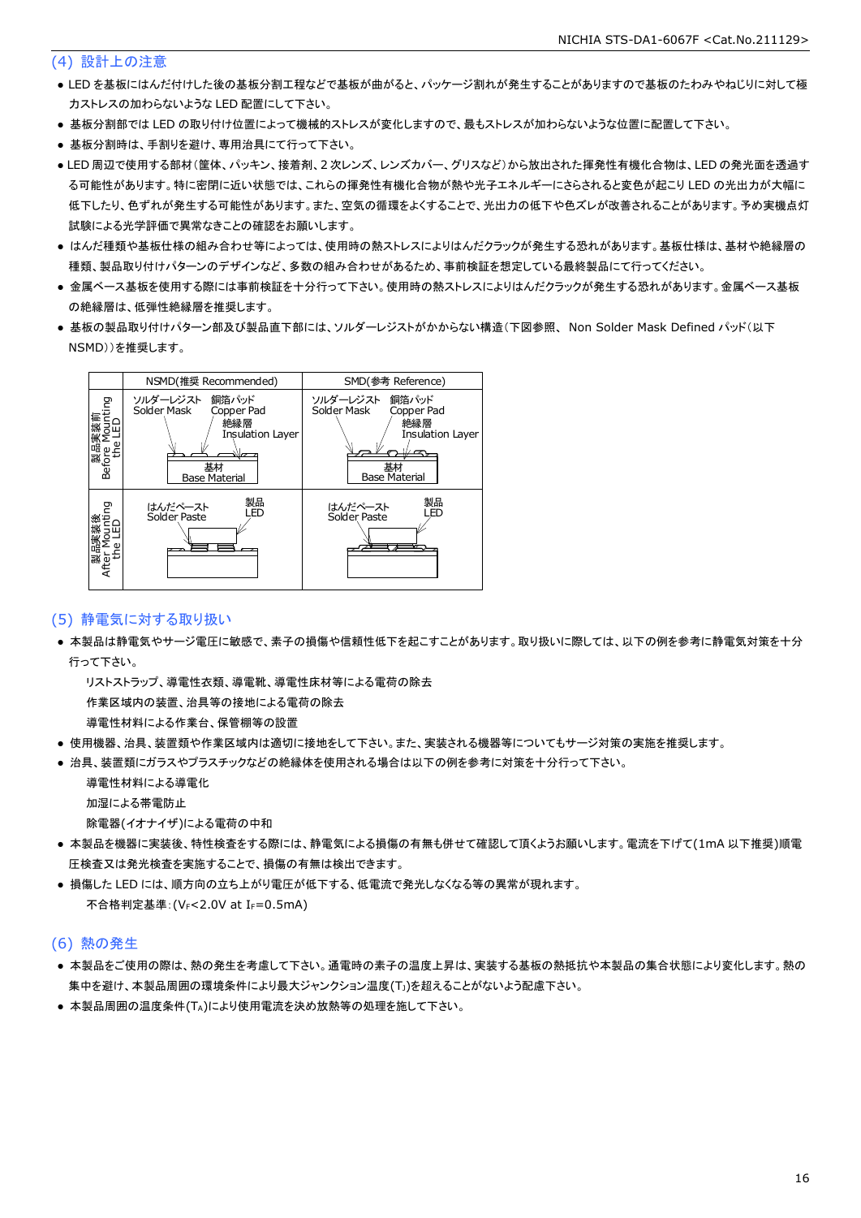## (4) 設計上の注意

- LED を基板にはんだ付けした後の基板分割工程などで基板が曲がると、パッケージ割れが発生することがありますので基板のたわみやねじりに対して極力ストレスの加わらないような LED 配置にして下さい。
- 基板分割部では LED の取り付け位置によって機械的ストレスが変化しますので、最もストレスが加わらないような位置に配置して下さい。
- 基板分割時は、手割りを避け、専用治具にて行って下さい。
- LED 周辺で使用する部材(筐体、パッキン、接着剤、2 次レンズ、レンズカバー、グリスなど)から放出された揮発性有機化合物は、LED の発光面を透過する可能性があります。特に密閉に近い状態では、これらの揮発性有機化合物が熱や光子エネルギーにさらされると変色が起こり LED の光出力が大幅に低下したり、色ずれが発生する可能性があります。また、空気の循環をよくすることで、光出力の低下や色ズレが改善されることがあります。予め実機点灯試験による光学評価で異常なきことの確認をお願いします。
- はんだ種類や基板仕様の組み合わせ等によっては、使用時の熱ストレスによりはんだクラックが発生する恐れがあります。基板仕様は、基材や絶縁層の種類、製品取り付けパターンのデザインなど、多数の組み合わせがあるため、事前検証を想定している最終製品にて行ってください。
- 金属ベース基板を使用する際には事前検証を十分行って下さい。使用時の熱ストレスによりはんだクラックが発生する恐れがあります。金属ベース基板の絶縁層は、低弾性絶縁層を推奨します。
- 基板の製品取り付けパターン部及び製品直下部には、ソルダーレジストがかからない構造(下図参照、 Non Solder Mask Defined パッド(以下 NSMD))を推奨します。

| | NSMD(推奨 Recommended) | SMD(参考 Reference) |
|---|---|---|
| 製品実装前 Before Mounting the LED | ソルダーレジスト Solder Mask / 銅箔パッド Copper Pad / 絶縁層 Insulation Layer / 基材 Base Material | ソルダーレジスト Solder Mask / 銅箔パッド Copper Pad / 絶縁層 Insulation Layer / 基材 Base Material |
| 製品実装後 After Mounting the LED | はんだペースト Solder Paste / 製品 LED | はんだペースト Solder Paste / 製品 LED |

## (5) 静電気に対する取り扱い

- 本製品は静電気やサージ電圧に敏感で、素子の損傷や信頼性低下を起こすことがあります。取り扱いに際しては、以下の例を参考に静電気対策を十分行って下さい。

  リストストラップ、導電性衣類、導電靴、導電性床材等による電荷の除去

  作業区域内の装置、治具等の接地による電荷の除去

  導電性材料による作業台、保管棚等の設置
- 使用機器、治具、装置類や作業区域内は適切に接地をして下さい。また、実装される機器等についてもサージ対策の実施を推奨します。
- 治具、装置類にガラスやプラスチックなどの絶縁体を使用される場合は以下の例を参考に対策を十分行って下さい。

  導電性材料による導電化

  加湿による帯電防止

  除電器(イオナイザ)による電荷の中和
- 本製品を機器に実装後、特性検査をする際には、静電気による損傷の有無も併せて確認して頂くようお願いします。電流を下げて(1mA 以下推奨)順電圧検査又は発光検査を実施することで、損傷の有無は検出できます。
- 損傷した LED には、順方向の立ち上がり電圧が低下する、低電流で発光しなくなる等の異常が現れます。

  不合格判定基準:($V_F$<2.0V at $I_F$=0.5mA)

## (6) 熱の発生

- 本製品をご使用の際は、熱の発生を考慮して下さい。通電時の素子の温度上昇は、実装する基板の熱抵抗や本製品の集合状態により変化します。熱の集中を避け、本製品周囲の環境条件により最大ジャンクション温度($T_J$)を超えることがないよう配慮下さい。
- 本製品周囲の温度条件($T_A$)により使用電流を決め放熱等の処理を施して下さい。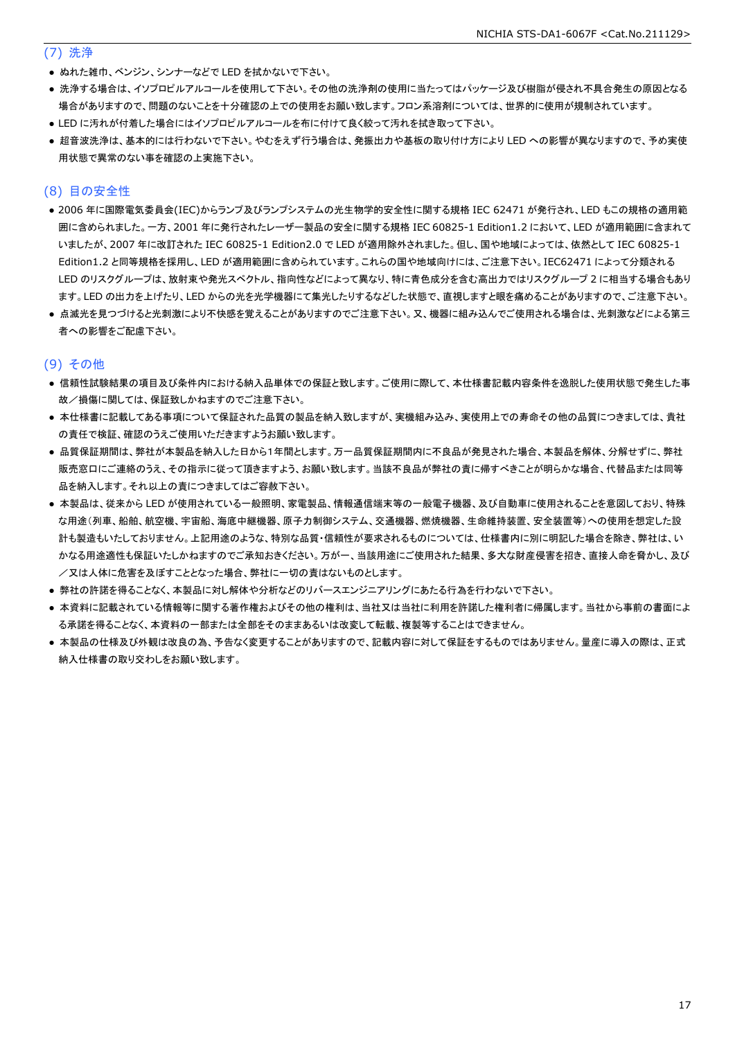### (7) 洗浄

- ぬれた雑巾、ベンジン、シンナーなどで LED を拭かないで下さい。
- 洗浄する場合は、イソプロピルアルコールを使用して下さい。その他の洗浄剤の使用に当たってはパッケージ及び樹脂が侵され不具合発生の原因となる場合がありますので、問題のないことを十分確認の上での使用をお願い致します。フロン系溶剤については、世界的に使用が規制されています。
- LED に汚れが付着した場合にはイソプロピルアルコールを布に付けて良く絞って汚れを拭き取って下さい。
- 超音波洗浄は、基本的には行わないで下さい。やむをえず行う場合は、発振出力や基板の取り付け方により LED への影響が異なりますので、予め実使用状態で異常のない事を確認の上実施下さい。

### (8) 目の安全性

- 2006 年に国際電気委員会(IEC)からランプ及びランプシステムの光生物学的安全性に関する規格 IEC 62471 が発行され、LED もこの規格の適用範囲に含められました。一方、2001 年に発行されたレーザー製品の安全に関する規格 IEC 60825-1 Edition1.2 において、LED が適用範囲に含まれていましたが、2007 年に改訂された IEC 60825-1 Edition2.0 で LED が適用除外されました。但し、国や地域によっては、依然として IEC 60825-1 Edition1.2 と同等規格を採用し、LED が適用範囲に含められています。これらの国や地域向けには、ご注意下さい。IEC62471 によって分類される LED のリスクグループは、放射束や発光スペクトル、指向性などによって異なり、特に青色成分を含む高出力ではリスクグループ 2 に相当する場合もあります。LED の出力を上げたり、LED からの光を光学機器にて集光したりするなどした状態で、直視しますと眼を痛めることがありますので、ご注意下さい。
- 点滅光を見つづけると光刺激により不快感を覚えることがありますのでご注意下さい。又、機器に組み込んでご使用される場合は、光刺激などによる第三者への影響をご配慮下さい。

### (9) その他

- 信頼性試験結果の項目及び条件内における納入品単体での保証と致します。ご使用に際して、本仕様書記載内容条件を逸脱した使用状態で発生した事故／損傷に関しては、保証致しかねますのでご注意下さい。
- 本仕様書に記載してある事項について保証された品質の製品を納入致しますが、実機組み込み、実使用上での寿命その他の品質につきましては、貴社の責任で検証、確認のうえご使用いただきますようお願い致します。
- 品質保証期間は、弊社が本製品を納入した日から1年間とします。万一品質保証期間内に不良品が発見された場合、本製品を解体、分解せずに、弊社販売窓口にご連絡のうえ、その指示に従って頂きますよう、お願い致します。当該不良品が弊社の責に帰すべきことが明らかな場合、代替品または同等品を納入します。それ以上の責につきましてはご容赦下さい。
- 本製品は、従来から LED が使用されている一般照明、家電製品、情報通信端末等の一般電子機器、及び自動車に使用されることを意図しており、特殊な用途(列車、船舶、航空機、宇宙船、海底中継機器、原子力制御システム、交通機器、燃焼機器、生命維持装置、安全装置等)への使用を想定した設計も製造もいたしておりません。上記用途のような、特別な品質･信頼性が要求されるものについては、仕様書内に別に明記した場合を除き、弊社は、いかなる用途適性も保証いたしかねますのでご承知おきください。万が一、当該用途にご使用された結果、多大な財産侵害を招き、直接人命を脅かし、及び／又は人体に危害を及ぼすこととなった場合、弊社に一切の責はないものとします。
- 弊社の許諾を得ることなく、本製品に対し解体や分析などのリバースエンジニアリングにあたる行為を行わないで下さい。
- 本資料に記載されている情報等に関する著作権およびその他の権利は、当社又は当社に利用を許諾した権利者に帰属します。当社から事前の書面による承諾を得ることなく、本資料の一部または全部をそのままあるいは改変して転載、複製等することはできません。
- 本製品の仕様及び外観は改良の為、予告なく変更することがありますので、記載内容に対して保証をするものではありません。量産に導入の際は、正式納入仕様書の取り交わしをお願い致します。